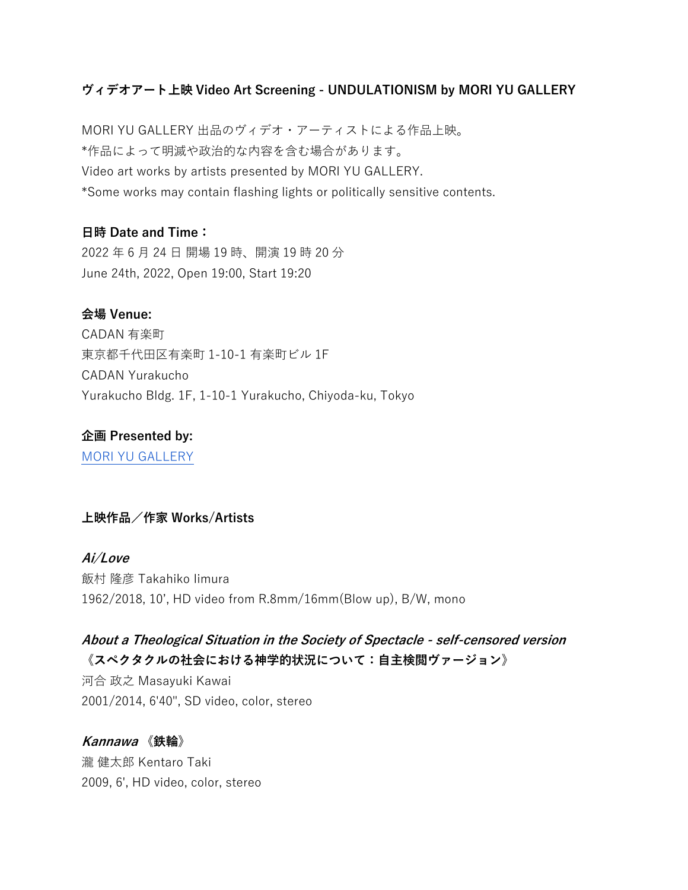**ヴィデオアート上映 Video Art Screening - UNDULATIONISM by MORI YU GALLERY**

MORI YU GALLERY 出品のヴィデオ・アーティストによる作品上映。
*作品によって明滅や政治的な内容を含む場合があります。
Video art works by artists presented by MORI YU GALLERY.
*Some works may contain flashing lights or politically sensitive contents.

**日時 Date and Time：**
2022 年 6 月 24 日 開場 19 時、開演 19 時 20 分
June 24th, 2022, Open 19:00, Start 19:20

**会場 Venue:**
CADAN 有楽町
東京都千代田区有楽町 1-10-1 有楽町ビル 1F
CADAN Yurakucho
Yurakucho Bldg. 1F, 1-10-1 Yurakucho, Chiyoda-ku, Tokyo

**企画 Presented by:**
MORI YU GALLERY

**上映作品／作家 Works/Artists**

***Ai/Love***
飯村 隆彦 Takahiko Iimura
1962/2018, 10’, HD video from R.8mm/16mm(Blow up), B/W, mono

***About a Theological Situation in the Society of Spectacle - self-censored version***
**《スペクタクルの社会における神学的状況について：自主検閲ヴァージョン》**
河合 政之 Masayuki Kawai
2001/2014, 6'40", SD video, color, stereo

***Kannawa* 《鉄輪》**
瀧 健太郎 Kentaro Taki
2009, 6', HD video, color, stereo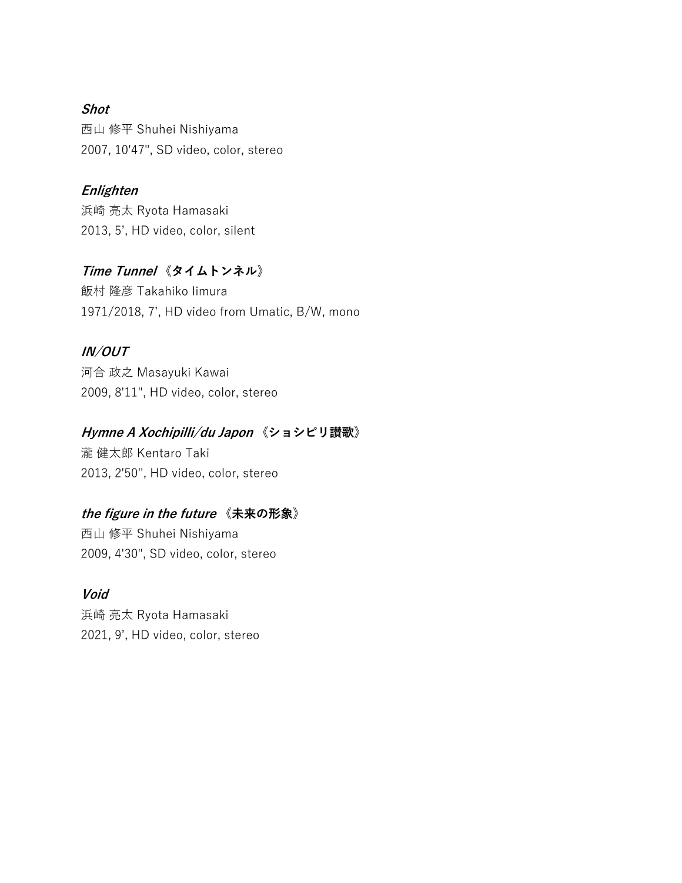***Shot***
西山 修平 Shuhei Nishiyama
2007, 10'47'', SD video, color, stereo

***Enlighten***
浜崎 亮太 Ryota Hamasaki
2013, 5’, HD video, color, silent

***Time Tunnel*** **《タイムトンネル》**
飯村 隆彦 Takahiko Iimura
1971/2018, 7’, HD video from Umatic, B/W, mono

***IN/OUT***
河合 政之 Masayuki Kawai
2009, 8'11'', HD video, color, stereo

***Hymne A Xochipilli/du Japon*** **《ショシピリ讃歌》**
瀧 健太郎 Kentaro Taki
2013, 2'50'', HD video, color, stereo

***the figure in the future*** **《未来の形象》**
西山 修平 Shuhei Nishiyama
2009, 4'30'', SD video, color, stereo

***Void***
浜崎 亮太 Ryota Hamasaki
2021, 9’, HD video, color, stereo